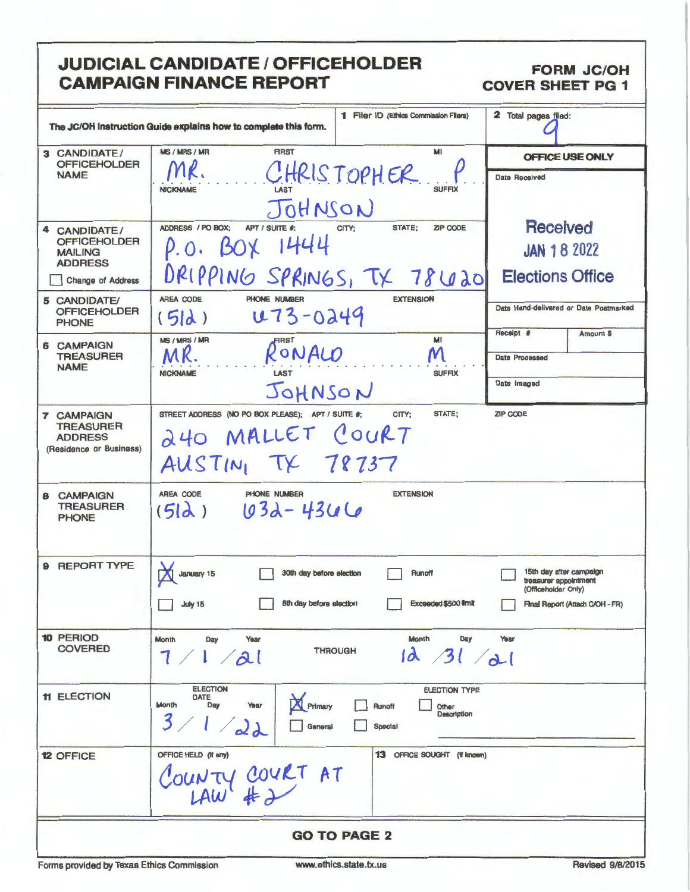# JUDICIAL CANDIDATE / OFFICEHOLDER CAMPAIGN FINANCE REPORT

**FORM JC/OH COVER SHEET PG 1**

| | | |
|---|---|---|
| The JC/OH Instruction Guide explains how to complete this form. | **1** Filer ID (Ethics Commission Filers) | **2** Total pages filed: 9 |

| | |
|---|---|
| **3 CANDIDATE / OFFICEHOLDER NAME** | MS / MRS / MR: MR. FIRST: CHRISTOPHER MI: P NICKNAME: LAST: JOHNSON SUFFIX: |
| **4 CANDIDATE / OFFICEHOLDER MAILING ADDRESS** ☐ Change of Address | ADDRESS / PO BOX; APT / SUITE #; CITY; STATE; ZIP CODE: P.O. BOX 1444 DRIPPING SPRINGS, TX 78620 |
| **5 CANDIDATE/ OFFICEHOLDER PHONE** | AREA CODE: (512) PHONE NUMBER: 473-0249 EXTENSION: |
| **6 CAMPAIGN TREASURER NAME** | MS / MRS / MR: MR. FIRST: RONALD MI: M NICKNAME: LAST: JOHNSON SUFFIX: |
| **7 CAMPAIGN TREASURER ADDRESS** (Residence or Business) | STREET ADDRESS (NO PO BOX PLEASE); APT / SUITE #; CITY; STATE; ZIP CODE: 240 MALLET COURT AUSTIN, TX 78737 |
| **8 CAMPAIGN TREASURER PHONE** | AREA CODE: (512) PHONE NUMBER: 632-4366 EXTENSION: |

**OFFICE USE ONLY**

Date Received: Received JAN 18 2022 Elections Office

Date Hand-delivered or Date Postmarked

Receipt # | Amount $

Date Processed

Date Imaged

**9 REPORT TYPE**

- [X] January 15
- [ ] July 15
- [ ] 30th day before election
- [ ] 8th day before election
- [ ] Runoff
- [ ] Exceeded $500 limit
- [ ] 15th day after campaign treasurer appointment (Officeholder Only)
- [ ] Final Report (Attach C/OH - FR)

**10 PERIOD COVERED**

Month / Day / Year: 7 / 1 / 21 THROUGH Month / Day / Year: 12 / 31 / 21

**11 ELECTION**

ELECTION DATE Month / Day / Year: 3 / 1 / 22

ELECTION TYPE

- [X] Primary
- [ ] General
- [ ] Runoff
- [ ] Special
- [ ] Other Description

**12 OFFICE**

OFFICE HELD (if any): COUNTY COURT AT LAW #2

**13** OFFICE SOUGHT (if known):

**GO TO PAGE 2**

Forms provided by Texas Ethics Commission www.ethics.state.tx.us Revised 9/8/2015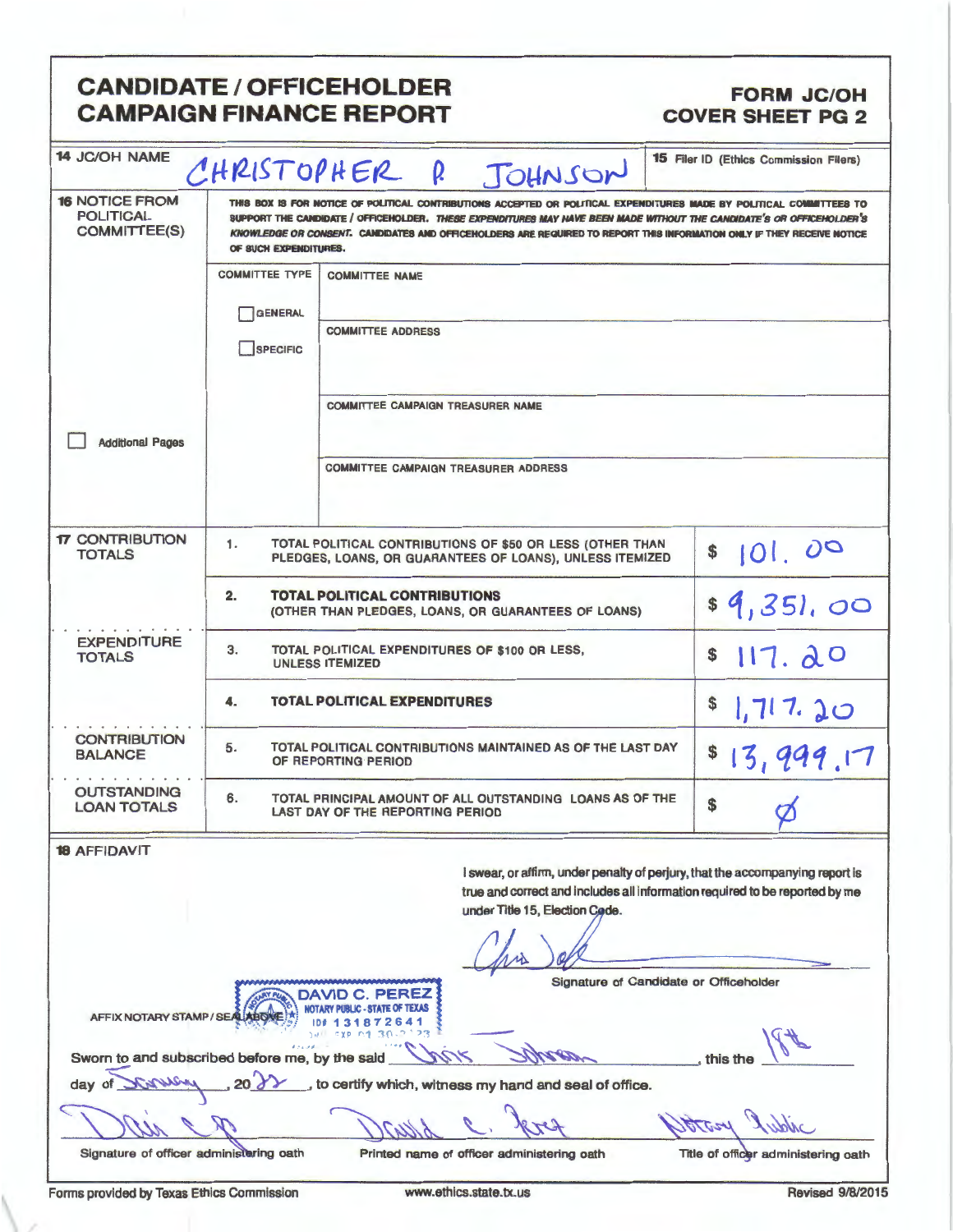# CANDIDATE / OFFICEHOLDER CAMPAIGN FINANCE REPORT

## FORM JC/OH COVER SHEET PG 2

**14** JC/OH NAME: CHRISTOPHER R JOHNSON

**15** Filer ID (Ethics Commission Filers):

**16** NOTICE FROM POLITICAL COMMITTEE(S)

THIS BOX IS FOR NOTICE OF POLITICAL CONTRIBUTIONS ACCEPTED OR POLITICAL EXPENDITURES MADE BY POLITICAL COMMITTEES TO SUPPORT THE CANDIDATE / OFFICEHOLDER. *THESE EXPENDITURES MAY HAVE BEEN MADE WITHOUT THE CANDIDATE'S OR OFFICEHOLDER'S KNOWLEDGE OR CONSENT.* CANDIDATES AND OFFICEHOLDERS ARE REQUIRED TO REPORT THIS INFORMATION ONLY IF THEY RECEIVE NOTICE OF SUCH EXPENDITURES.

COMMITTEE TYPE: ☐ GENERAL ☐ SPECIFIC

COMMITTEE NAME:

COMMITTEE ADDRESS:

COMMITTEE CAMPAIGN TREASURER NAME:

COMMITTEE CAMPAIGN TREASURER ADDRESS:

☐ Additional Pages

| | | | |
|---|---|---|---|
| **17** CONTRIBUTION TOTALS | 1. | TOTAL POLITICAL CONTRIBUTIONS OF $50 OR LESS (OTHER THAN PLEDGES, LOANS, OR GUARANTEES OF LOANS), UNLESS ITEMIZED | $ 101.00 |
| | 2. | **TOTAL POLITICAL CONTRIBUTIONS** (OTHER THAN PLEDGES, LOANS, OR GUARANTEES OF LOANS) | $ 9,351.00 |
| EXPENDITURE TOTALS | 3. | TOTAL POLITICAL EXPENDITURES OF $100 OR LESS, UNLESS ITEMIZED | $ 117.20 |
| | 4. | **TOTAL POLITICAL EXPENDITURES** | $ 1,717.20 |
| CONTRIBUTION BALANCE | 5. | TOTAL POLITICAL CONTRIBUTIONS MAINTAINED AS OF THE LAST DAY OF REPORTING PERIOD | $ 13,999.17 |
| OUTSTANDING LOAN TOTALS | 6. | TOTAL PRINCIPAL AMOUNT OF ALL OUTSTANDING LOANS AS OF THE LAST DAY OF THE REPORTING PERIOD | $ Ø |

**18** AFFIDAVIT

I swear, or affirm, under penalty of perjury, that the accompanying report is true and correct and includes all information required to be reported by me under Title 15, Election Code.

[Signature]
Signature of Candidate or Officeholder

AFFIX NOTARY STAMP / SEAL ABOVE

DAVID C. PEREZ
NOTARY PUBLIC - STATE OF TEXAS
ID# 131872641

Sworn to and subscribed before me, by the said Chris Johnson, this the 18th day of January, 2022, to certify which, witness my hand and seal of office.

| [Signature] | David C. Perez | Notary Public |
|---|---|---|
| Signature of officer administering oath | Printed name of officer administering oath | Title of officer administering oath |

Forms provided by Texas Ethics Commission    www.ethics.state.tx.us    Revised 9/8/2015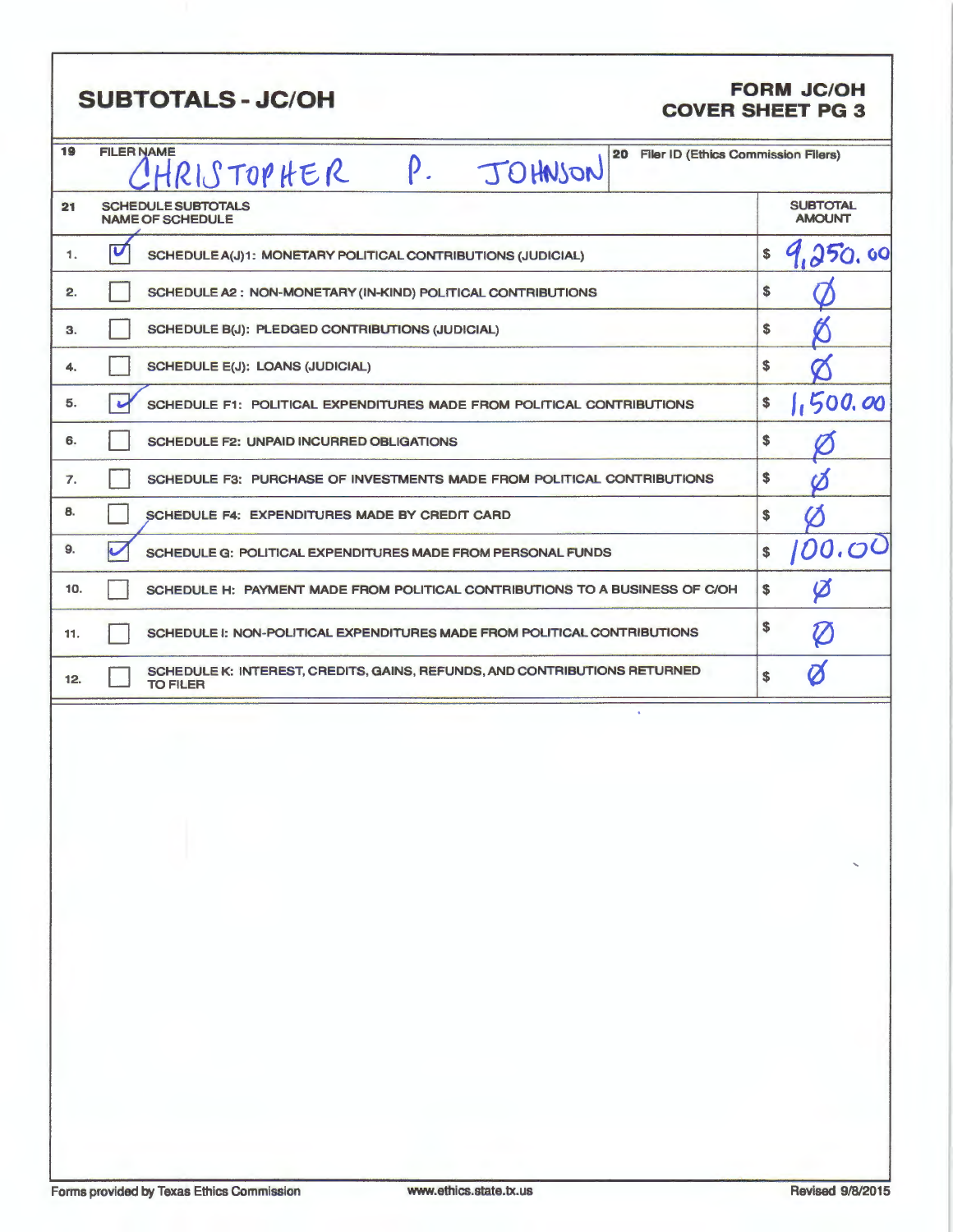# SUBTOTALS - JC/OH

**FORM JC/OH**
**COVER SHEET PG 3**

| 19 FILER NAME | 20 Filer ID (Ethics Commission Filers) |
|---|---|
| CHRISTOPHER P. JOHNSON | |

| 21 | | SCHEDULE SUBTOTALS NAME OF SCHEDULE | SUBTOTAL AMOUNT |
|---|---|---|---|
| 1. | ☑ | SCHEDULE A(J)1: MONETARY POLITICAL CONTRIBUTIONS (JUDICIAL) | $ 9,250.00 |
| 2. | ☐ | SCHEDULE A2 : NON-MONETARY (IN-KIND) POLITICAL CONTRIBUTIONS | $ Ø |
| 3. | ☐ | SCHEDULE B(J): PLEDGED CONTRIBUTIONS (JUDICIAL) | $ Ø |
| 4. | ☐ | SCHEDULE E(J): LOANS (JUDICIAL) | $ Ø |
| 5. | ☑ | SCHEDULE F1: POLITICAL EXPENDITURES MADE FROM POLITICAL CONTRIBUTIONS | $ 1,500.00 |
| 6. | ☐ | SCHEDULE F2: UNPAID INCURRED OBLIGATIONS | $ Ø |
| 7. | ☐ | SCHEDULE F3: PURCHASE OF INVESTMENTS MADE FROM POLITICAL CONTRIBUTIONS | $ Ø |
| 8. | ☐ | SCHEDULE F4: EXPENDITURES MADE BY CREDIT CARD | $ Ø |
| 9. | ☑ | SCHEDULE G: POLITICAL EXPENDITURES MADE FROM PERSONAL FUNDS | $ 100.00 |
| 10. | ☐ | SCHEDULE H: PAYMENT MADE FROM POLITICAL CONTRIBUTIONS TO A BUSINESS OF C/OH | $ Ø |
| 11. | ☐ | SCHEDULE I: NON-POLITICAL EXPENDITURES MADE FROM POLITICAL CONTRIBUTIONS | $ Ø |
| 12. | ☐ | SCHEDULE K: INTEREST, CREDITS, GAINS, REFUNDS, AND CONTRIBUTIONS RETURNED TO FILER | $ Ø |

Forms provided by Texas Ethics Commission www.ethics.state.tx.us Revised 9/8/2015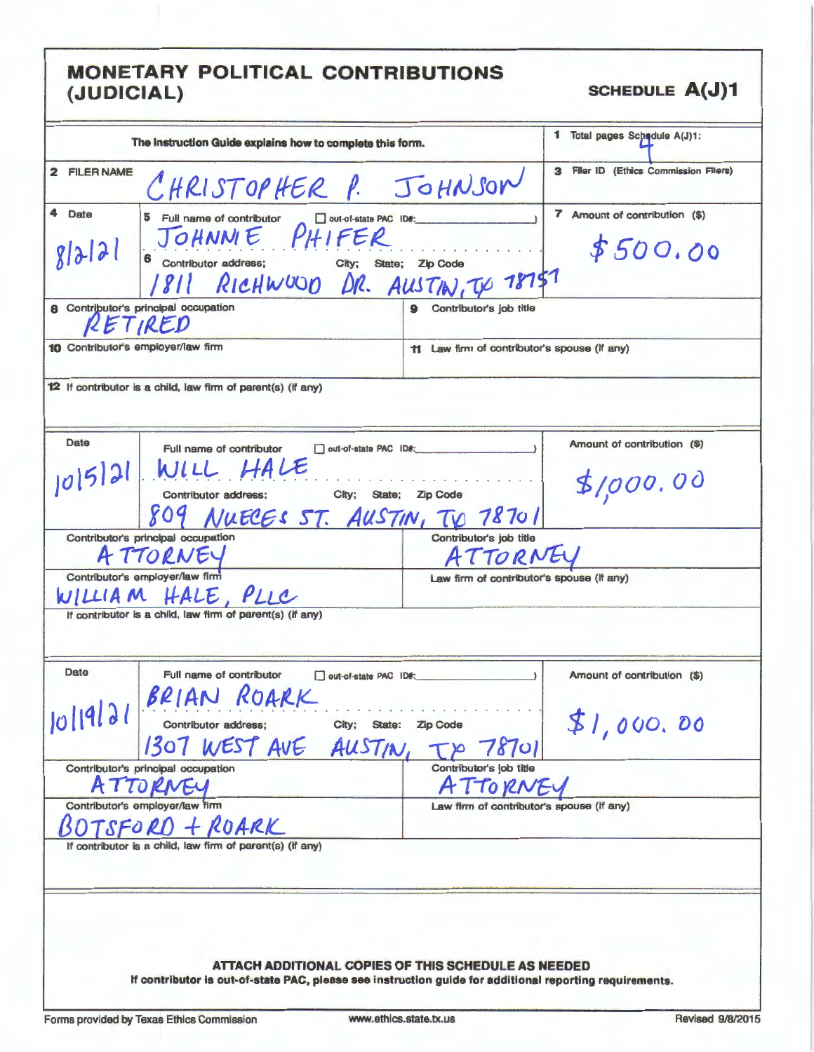# MONETARY POLITICAL CONTRIBUTIONS (JUDICIAL)

**SCHEDULE A(J)1**

The Instruction Guide explains how to complete this form.

1 Total pages Schedule A(J)1: 4

2 FILER NAME: CHRISTOPHER P. JOHNSON

3 Filer ID (Ethics Commission Filers):

---

4 Date: 8/2/21

5 Full name of contributor ☐ out-of-state PAC ID#: JOHNNIE PHIFER

6 Contributor address; City; State; Zip Code: 1811 RICHWOOD DR. AUSTIN, TX 78757

7 Amount of contribution ($): $500.00

8 Contributor's principal occupation: RETIRED

9 Contributor's job title:

10 Contributor's employer/law firm:

11 Law firm of contributor's spouse (if any):

12 If contributor is a child, law firm of parent(s) (if any):

---

Date: 10/5/21

Full name of contributor ☐ out-of-state PAC ID#: WILL HALE

Contributor address; City; State; Zip Code: 809 NUECES ST. AUSTIN, TX 78701

Amount of contribution ($): $1,000.00

Contributor's principal occupation: ATTORNEY

Contributor's job title: ATTORNEY

Contributor's employer/law firm: WILLIAM HALE, PLLC

Law firm of contributor's spouse (if any):

If contributor is a child, law firm of parent(s) (if any):

---

Date: 10/19/21

Full name of contributor ☐ out-of-state PAC ID#: BRIAN ROARK

Contributor address; City; State; Zip Code: 1307 WEST AVE AUSTIN, TX 78701

Amount of contribution ($): $1,000.00

Contributor's principal occupation: ATTORNEY

Contributor's job title: ATTORNEY

Contributor's employer/law firm: BOTSFORD + ROARK

Law firm of contributor's spouse (if any):

If contributor is a child, law firm of parent(s) (if any):

---

**ATTACH ADDITIONAL COPIES OF THIS SCHEDULE AS NEEDED**

**If contributor is out-of-state PAC, please see instruction guide for additional reporting requirements.**

Forms provided by Texas Ethics Commission www.ethics.state.tx.us Revised 9/8/2015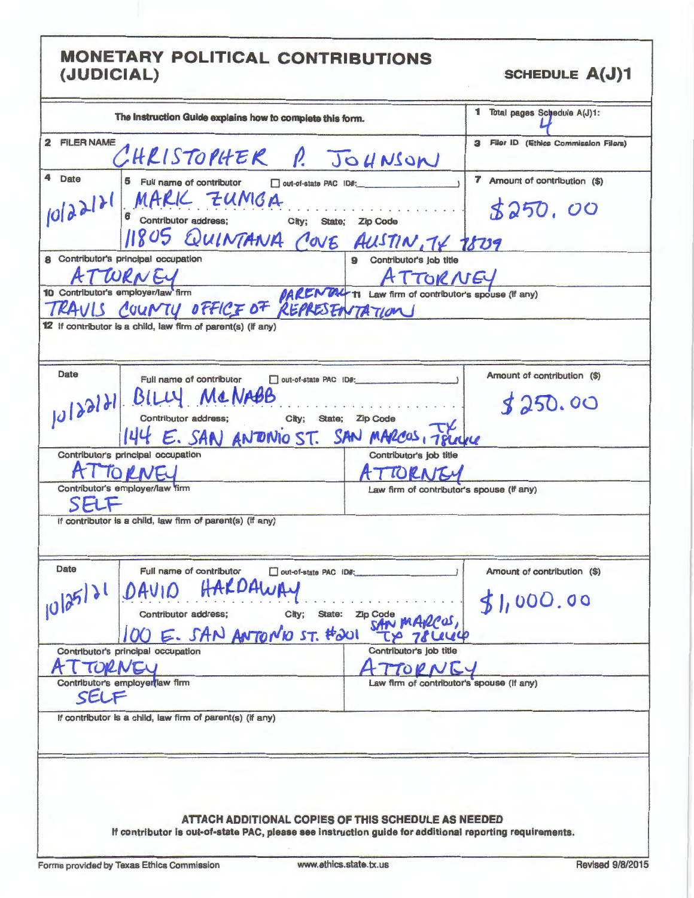# MONETARY POLITICAL CONTRIBUTIONS (JUDICIAL)

**SCHEDULE A(J)1**

The Instruction Guide explains how to complete this form.

**1** Total pages Schedule A(J)1: 4

**2** FILER NAME: CHRISTOPHER P. JOHNSON

**3** Filer ID (Ethics Commission Filers):

---

**4** Date: 10/22/21

**5** Full name of contributor ☐ out-of-state PAC ID#: MARK ZUNIGA

**6** Contributor address; City; State; Zip Code: 11805 QUINTANA COVE AUSTIN, TX 78739

**7** Amount of contribution ($): $250.00

**8** Contributor's principal occupation: ATTORNEY

**9** Contributor's job title: ATTORNEY

**10** Contributor's employer/law firm: TRAVIS COUNTY OFFICE OF PARENTAL REPRESENTATION

**11** Law firm of contributor's spouse (if any):

**12** If contributor is a child, law firm of parent(s) (if any):

---

Date: 10/22/21

Full name of contributor ☐ out-of-state PAC ID#: BILLY McNABB

Contributor address; City; State; Zip Code: 144 E. SAN ANTONIO ST. SAN MARCOS, TX 78666

Amount of contribution ($): $250.00

Contributor's principal occupation: ATTORNEY

Contributor's job title: ATTORNEY

Contributor's employer/law firm: SELF

Law firm of contributor's spouse (if any):

If contributor is a child, law firm of parent(s) (if any):

---

Date: 10/25/21

Full name of contributor ☐ out-of-state PAC ID#: DAVID HARDAWAY

Contributor address; City; State; Zip Code: 100 E. SAN ANTONIO ST. #201 SAN MARCOS, TX 78666

Amount of contribution ($): $1,000.00

Contributor's principal occupation: ATTORNEY

Contributor's job title: ATTORNEY

Contributor's employer/law firm: SELF

Law firm of contributor's spouse (if any):

If contributor is a child, law firm of parent(s) (if any):

---

**ATTACH ADDITIONAL COPIES OF THIS SCHEDULE AS NEEDED**

**If contributor is out-of-state PAC, please see instruction guide for additional reporting requirements.**

Forms provided by Texas Ethics Commission www.ethics.state.tx.us Revised 9/8/2015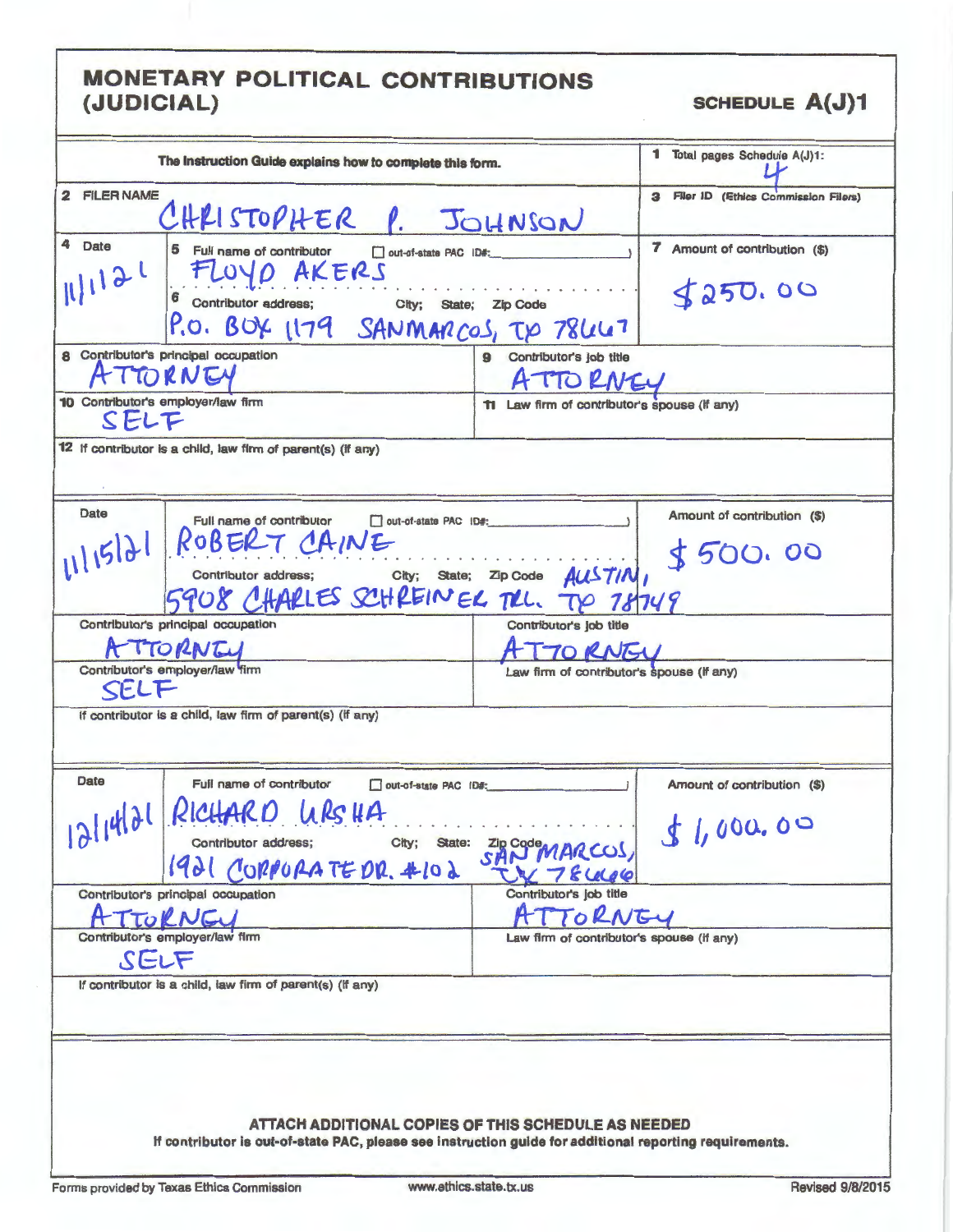# MONETARY POLITICAL CONTRIBUTIONS (JUDICIAL)

**SCHEDULE A(J)1**

The Instruction Guide explains how to complete this form.

**1** Total pages Schedule A(J)1: 4

**2** FILER NAME: CHRISTOPHER P. JOHNSON

**3** Filer ID (Ethics Commission Filers):

---

**4** Date: 11/1/21

**5** Full name of contributor ☐ out-of-state PAC ID#: FLOYD AKERS

**6** Contributor address; City; State; Zip Code: P.O. BOX 1179 SANMARCOS, TX 78667

**7** Amount of contribution ($): $250.00

**8** Contributor's principal occupation: ATTORNEY

**9** Contributor's job title: ATTORNEY

**10** Contributor's employer/law firm: SELF

**11** Law firm of contributor's spouse (if any):

**12** If contributor is a child, law firm of parent(s) (if any):

---

Date: 11/15/21

Full name of contributor ☐ out-of-state PAC ID#: ROBERT CAINE

Contributor address; City; State; Zip Code: 5908 CHARLES SCHREINER TRL. AUSTIN, TX 78749

Amount of contribution ($): $500.00

Contributor's principal occupation: ATTORNEY

Contributor's job title: ATTORNEY

Contributor's employer/law firm: SELF

Law firm of contributor's spouse (if any):

If contributor is a child, law firm of parent(s) (if any):

---

Date: 12/14/21

Full name of contributor ☐ out-of-state PAC ID#: RICHARD URSHA

Contributor address; City; State; Zip Code: 1921 CORPORATE DR. #102 SAN MARCOS, TX 78666

Amount of contribution ($): $1,000.00

Contributor's principal occupation: ATTORNEY

Contributor's job title: ATTORNEY

Contributor's employer/law firm: SELF

Law firm of contributor's spouse (if any):

If contributor is a child, law firm of parent(s) (if any):

---

**ATTACH ADDITIONAL COPIES OF THIS SCHEDULE AS NEEDED**

**If contributor is out-of-state PAC, please see instruction guide for additional reporting requirements.**

Forms provided by Texas Ethics Commission www.ethics.state.tx.us Revised 9/8/2015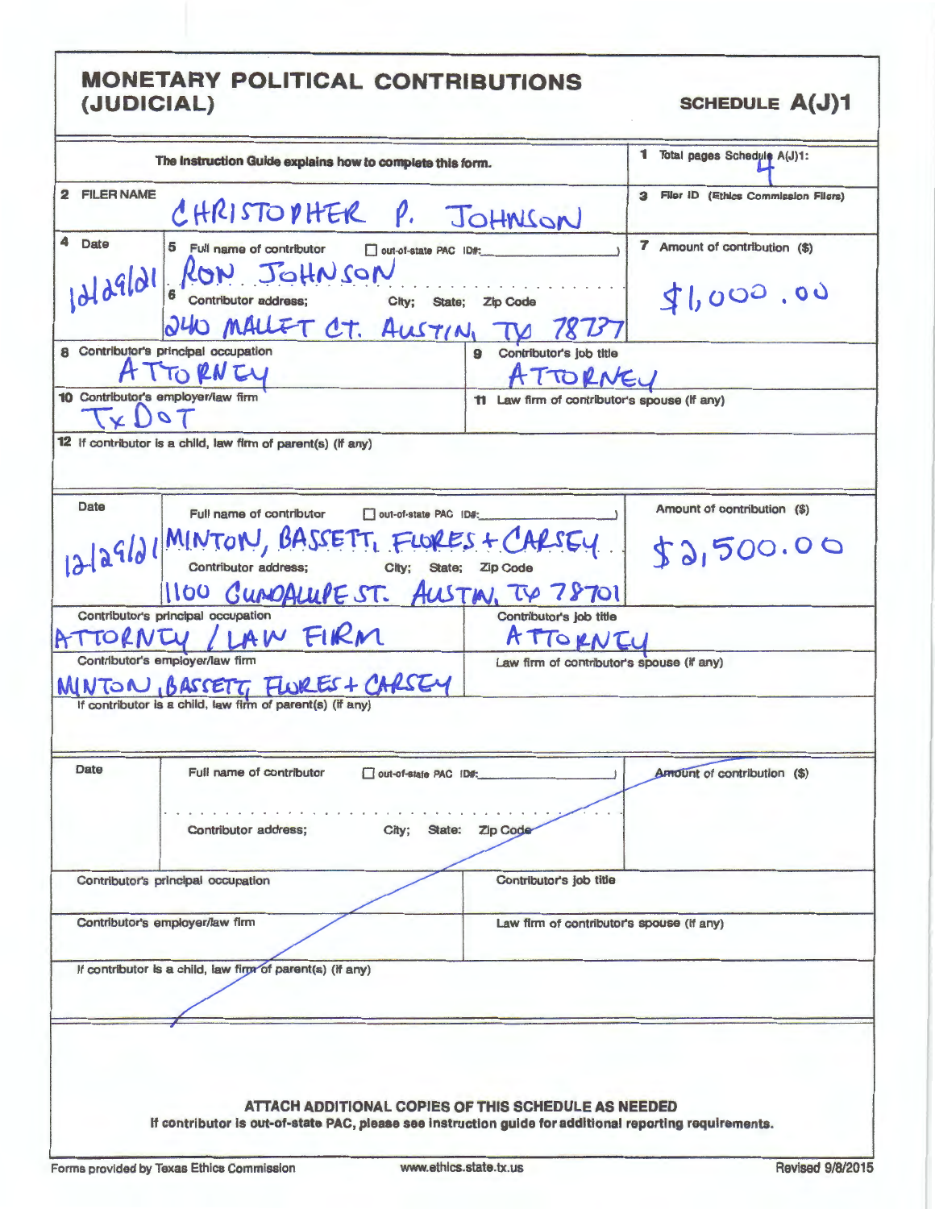# MONETARY POLITICAL CONTRIBUTIONS (JUDICIAL)

**SCHEDULE A(J)1**

The Instruction Guide explains how to complete this form.

**1** Total pages Schedule A(J)1: 4

**2** FILER NAME: CHRISTOPHER P. JOHNSON

**3** Filer ID (Ethics Commission Filers):

---

**4** Date: 12/29/21

**5** Full name of contributor ☐ out-of-state PAC ID#: RON JOHNSON

**6** Contributor address; City; State; Zip Code: 240 MALLET CT. AUSTIN, TX 78737

**7** Amount of contribution ($): $1,000.00

**8** Contributor's principal occupation: ATTORNEY

**9** Contributor's job title: ATTORNEY

**10** Contributor's employer/law firm: TxDOT

**11** Law firm of contributor's spouse (if any):

**12** If contributor is a child, law firm of parent(s) (if any):

---

Date: 12/29/21

Full name of contributor ☐ out-of-state PAC ID#: MINTON, BASSETT, FLORES + CARSEY

Contributor address; City; State; Zip Code: 1100 GUADALUPE ST. AUSTIN, TX 78701

Amount of contribution ($): $2,500.00

Contributor's principal occupation: ATTORNEY / LAW FIRM

Contributor's job title: ATTORNEY

Contributor's employer/law firm: MINTON, BASSETT, FLORES + CARSEY

Law firm of contributor's spouse (if any):

If contributor is a child, law firm of parent(s) (if any):

---

Date:

Full name of contributor ☐ out-of-state PAC ID#:

Contributor address; City; State; Zip Code:

Amount of contribution ($):

Contributor's principal occupation:

Contributor's job title:

Contributor's employer/law firm:

Law firm of contributor's spouse (if any):

If contributor is a child, law firm of parent(s) (if any):

---

**ATTACH ADDITIONAL COPIES OF THIS SCHEDULE AS NEEDED**

**If contributor is out-of-state PAC, please see instruction guide for additional reporting requirements.**

Forms provided by Texas Ethics Commission www.ethics.state.tx.us Revised 9/8/2015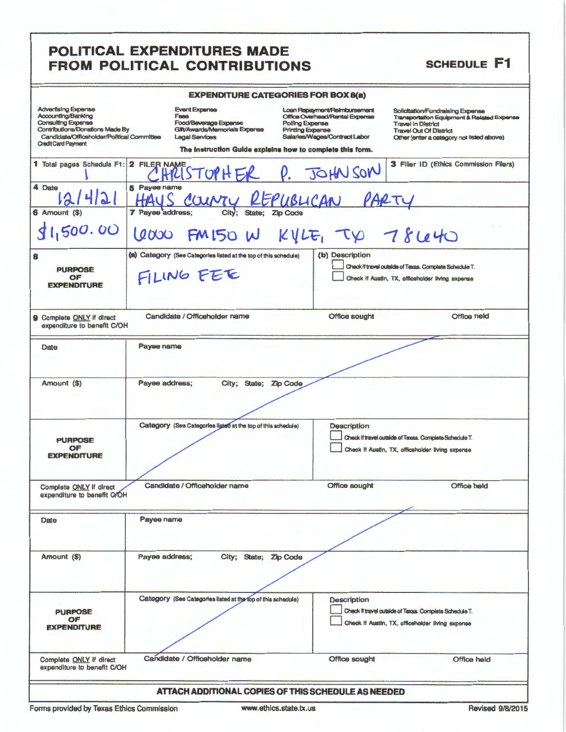# POLITICAL EXPENDITURES MADE FROM POLITICAL CONTRIBUTIONS

**SCHEDULE F1**

**EXPENDITURE CATEGORIES FOR BOX 8(a)**

| | | | |
|---|---|---|---|
| Advertising Expense | Event Expense | Loan Repayment/Reimbursement | Solicitation/Fundraising Expense |
| Accounting/Banking | Fees | Office Overhead/Rental Expense | Transportation Equipment & Related Expense |
| Consulting Expense | Food/Beverage Expense | Polling Expense | Travel In District |
| Contributions/Donations Made By Candidate/Officeholder/Political Committee | Gift/Awards/Memorials Expense | Printing Expense | Travel Out Of District |
| Credit Card Payment | Legal Services | Salaries/Wages/Contract Labor | Other (enter a category not listed above) |

**The Instruction Guide explains how to complete this form.**

| | | |
|---|---|---|
| 1 Total pages Schedule F1: 1 | 2 FILER NAME: CHRISTOPHER P. JOHNSON | 3 Filer ID (Ethics Commission Filers) |
| 4 Date: 12/4/21 | 5 Payee name: HAYS COUNTY REPUBLICAN PARTY | |
| 6 Amount ($): $1,500.00 | 7 Payee address; City; State; Zip Code: 6000 FM150 W KYLE, TX 78640 | |
| 8 **PURPOSE OF EXPENDITURE** | (a) Category (See Categories listed at the top of this schedule): FILING FEE | (b) Description ☐ Check if travel outside of Texas. Complete Schedule T. ☐ Check if Austin, TX, officeholder living expense |
| 9 Complete ONLY if direct expenditure to benefit C/OH | Candidate / Officeholder name | Office sought / Office held |

| | | |
|---|---|---|
| Date | Payee name | |
| Amount ($) | Payee address; City; State; Zip Code | |
| **PURPOSE OF EXPENDITURE** | Category (See Categories listed at the top of this schedule) | Description ☐ Check if travel outside of Texas. Complete Schedule T. ☐ Check if Austin, TX, officeholder living expense |
| Complete ONLY if direct expenditure to benefit C/OH | Candidate / Officeholder name | Office sought / Office held |

| | | |
|---|---|---|
| Date | Payee name | |
| Amount ($) | Payee address; City; State; Zip Code | |
| **PURPOSE OF EXPENDITURE** | Category (See Categories listed at the top of this schedule) | Description ☐ Check if travel outside of Texas. Complete Schedule T. ☐ Check if Austin, TX, officeholder living expense |
| Complete ONLY if direct expenditure to benefit C/OH | Candidate / Officeholder name | Office sought / Office held |

**ATTACH ADDITIONAL COPIES OF THIS SCHEDULE AS NEEDED**

Forms provided by Texas Ethics Commission www.ethics.state.tx.us Revised 9/8/2015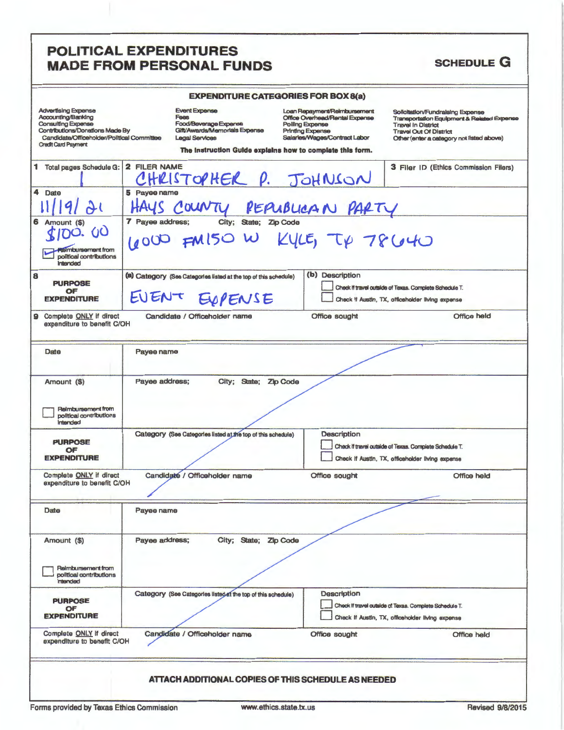# POLITICAL EXPENDITURES MADE FROM PERSONAL FUNDS

**SCHEDULE G**

## EXPENDITURE CATEGORIES FOR BOX 8(a)

| | | | |
|---|---|---|---|
| Advertising Expense | Event Expense | Loan Repayment/Reimbursement | Solicitation/Fundraising Expense |
| Accounting/Banking | Fees | Office Overhead/Rental Expense | Transportation Equipment & Related Expense |
| Consulting Expense | Food/Beverage Expense | Polling Expense | Travel In District |
| Contributions/Donations Made By Candidate/Officeholder/Political Committee | Gift/Awards/Memorials Expense | Printing Expense | Travel Out Of District |
| Credit Card Payment | Legal Services | Salaries/Wages/Contract Labor | Other (enter a category not listed above) |

**The Instruction Guide explains how to complete this form.**

| | | |
|---|---|---|
| 1 Total pages Schedule G: 1 | 2 FILER NAME: CHRISTOPHER P. JOHNSON | 3 Filer ID (Ethics Commission Filers) |
| 4 Date: 11/19/21 | 5 Payee name: HAYS COUNTY REPUBLICAN PARTY | |
| 6 Amount ($): $100.00 ☑ Reimbursement from political contributions intended | 7 Payee address; City; State; Zip Code: 6000 FM150 W KYLE, TX 78640 | |
| 8 PURPOSE OF EXPENDITURE | (a) Category (See Categories listed at the top of this schedule): EVENT EXPENSE | (b) Description ☐ Check if travel outside of Texas. Complete Schedule T. ☐ Check if Austin, TX, officeholder living expense |
| 9 Complete ONLY if direct expenditure to benefit C/OH | Candidate / Officeholder name | Office sought / Office held |

| | | |
|---|---|---|
| Date | Payee name | |
| Amount ($) ☐ Reimbursement from political contributions intended | Payee address; City; State; Zip Code | |
| PURPOSE OF EXPENDITURE | Category (See Categories listed at the top of this schedule) | Description ☐ Check if travel outside of Texas. Complete Schedule T. ☐ Check if Austin, TX, officeholder living expense |
| Complete ONLY if direct expenditure to benefit C/OH | Candidate / Officeholder name | Office sought / Office held |

| | | |
|---|---|---|
| Date | Payee name | |
| Amount ($) ☐ Reimbursement from political contributions intended | Payee address; City; State; Zip Code | |
| PURPOSE OF EXPENDITURE | Category (See Categories listed at the top of this schedule) | Description ☐ Check if travel outside of Texas. Complete Schedule T. ☐ Check if Austin, TX, officeholder living expense |
| Complete ONLY if direct expenditure to benefit C/OH | Candidate / Officeholder name | Office sought / Office held |

**ATTACH ADDITIONAL COPIES OF THIS SCHEDULE AS NEEDED**

Forms provided by Texas Ethics Commission | www.ethics.state.tx.us | Revised 9/8/2015